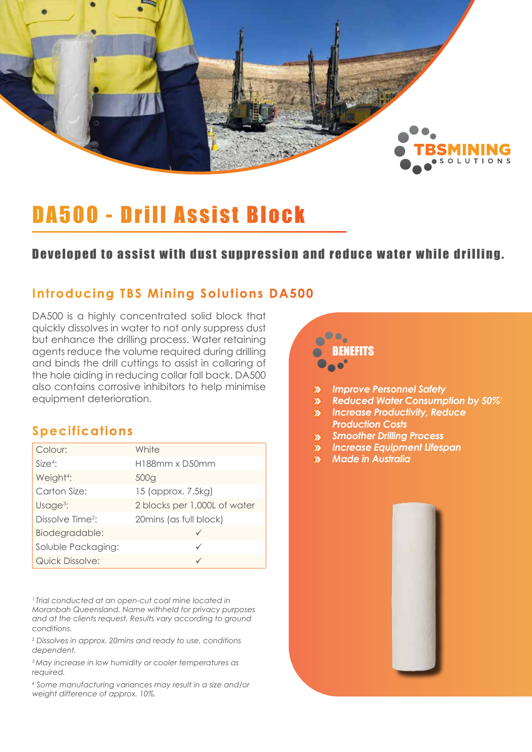# DA500 - Drill Assist Block

## Developed to assist with dust suppression and reduce water while drilling.

### Introducing TBS Mining Solutions DA500

DA500 is a highly concentrated solid block that quickly dissolves in water to not only suppress dust but enhance the drilling process. Water retaining agents reduce the volume required during drilling and binds the drill cuttings to assist in collaring of the hole aiding in reducing collar fall back. DA500 also contains corrosive inhibitors to help minimise equipment deterioration.

### Specifications

| Colour: | White |
|---|---|
| Size[4]: | H188mm x D50mm |
| Weight[4]: | 500g |
| Carton Size: | 15 (approx. 7.5kg) |
| Usage[3]: | 2 blocks per 1,000L of water |
| Dissolve Time[2]: | 20mins (as full block) |
| Biodegradable: | ✓ |
| Soluble Packaging: | ✓ |
| Quick Dissolve: | ✓ |

*[1] Trial conducted at an open-cut coal mine located in Moranbah Queensland. Name withheld for privacy purposes and at the clients request. Results vary according to ground conditions.*

*[2] Dissolves in approx. 20mins and ready to use, conditions dependent.*

*[3] May increase in low humidity or cooler temperatures as required.*

*[4] Some manufacturing variances may result in a size and/or weight difference of approx. 10%.*

### BENEFITS

- ***Improve Personnel Safety***
- ***Reduced Water Consumption by 50%[1]***
- ***Increase Productivity, Reduce Production Costs***
- ***Smoother Drilling Process***
- ***Increase Equipment Lifespan***
- ***Made in Australia***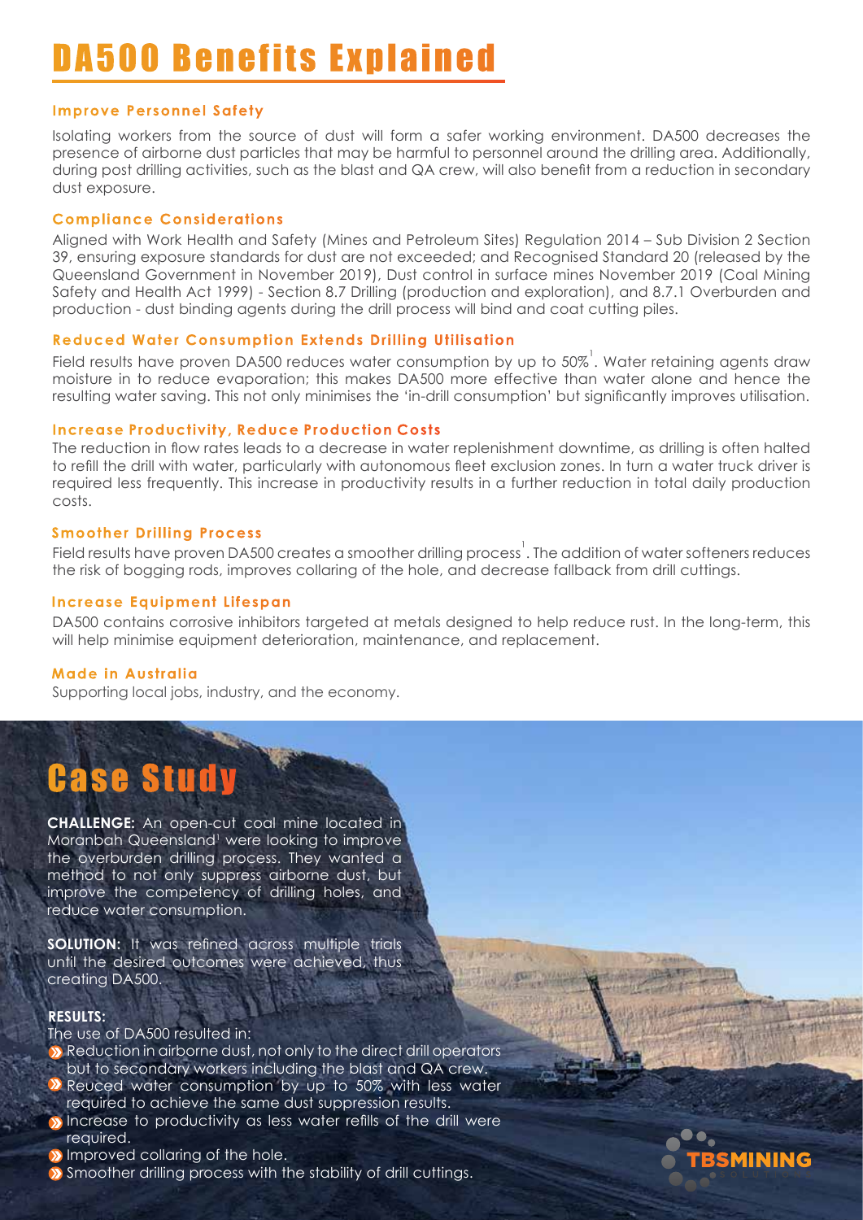# DA500 Benefits Explained

### Improve Personnel Safety

Isolating workers from the source of dust will form a safer working environment. DA500 decreases the presence of airborne dust particles that may be harmful to personnel around the drilling area. Additionally, during post drilling activities, such as the blast and QA crew, will also benefit from a reduction in secondary dust exposure.

### Compliance Considerations

Aligned with Work Health and Safety (Mines and Petroleum Sites) Regulation 2014 – Sub Division 2 Section 39, ensuring exposure standards for dust are not exceeded; and Recognised Standard 20 (released by the Queensland Government in November 2019), Dust control in surface mines November 2019 (Coal Mining Safety and Health Act 1999) - Section 8.7 Drilling (production and exploration), and 8.7.1 Overburden and production - dust binding agents during the drill process will bind and coat cutting piles.

### Reduced Water Consumption Extends Drilling Utilisation

Field results have proven DA500 reduces water consumption by up to 50%[1]. Water retaining agents draw moisture in to reduce evaporation; this makes DA500 more effective than water alone and hence the resulting water saving. This not only minimises the 'in-drill consumption' but significantly improves utilisation.

### Increase Productivity, Reduce Production Costs

The reduction in flow rates leads to a decrease in water replenishment downtime, as drilling is often halted to refill the drill with water, particularly with autonomous fleet exclusion zones. In turn a water truck driver is required less frequently. This increase in productivity results in a further reduction in total daily production costs.

### Smoother Drilling Process

Field results have proven DA500 creates a smoother drilling process[1]. The addition of water softeners reduces the risk of bogging rods, improves collaring of the hole, and decrease fallback from drill cuttings.

### Increase Equipment Lifespan

DA500 contains corrosive inhibitors targeted at metals designed to help reduce rust. In the long-term, this will help minimise equipment deterioration, maintenance, and replacement.

### Made in Australia

Supporting local jobs, industry, and the economy.

# Case Study

**CHALLENGE:** An open-cut coal mine located in Moranbah Queensland[1] were looking to improve the overburden drilling process. They wanted a method to not only suppress airborne dust, but improve the competency of drilling holes, and reduce water consumption.

**SOLUTION:** It was refined across multiple trials until the desired outcomes were achieved, thus creating DA500.

**RESULTS:**

The use of DA500 resulted in:

- Reduction in airborne dust, not only to the direct drill operators but to secondary workers including the blast and QA crew.
- Reuced water consumption by up to 50% with less water required to achieve the same dust suppression results.
- Increase to productivity as less water refills of the drill were required.
- Improved collaring of the hole.
- Smoother drilling process with the stability of drill cuttings.

TBSMINING SOLUTIONS